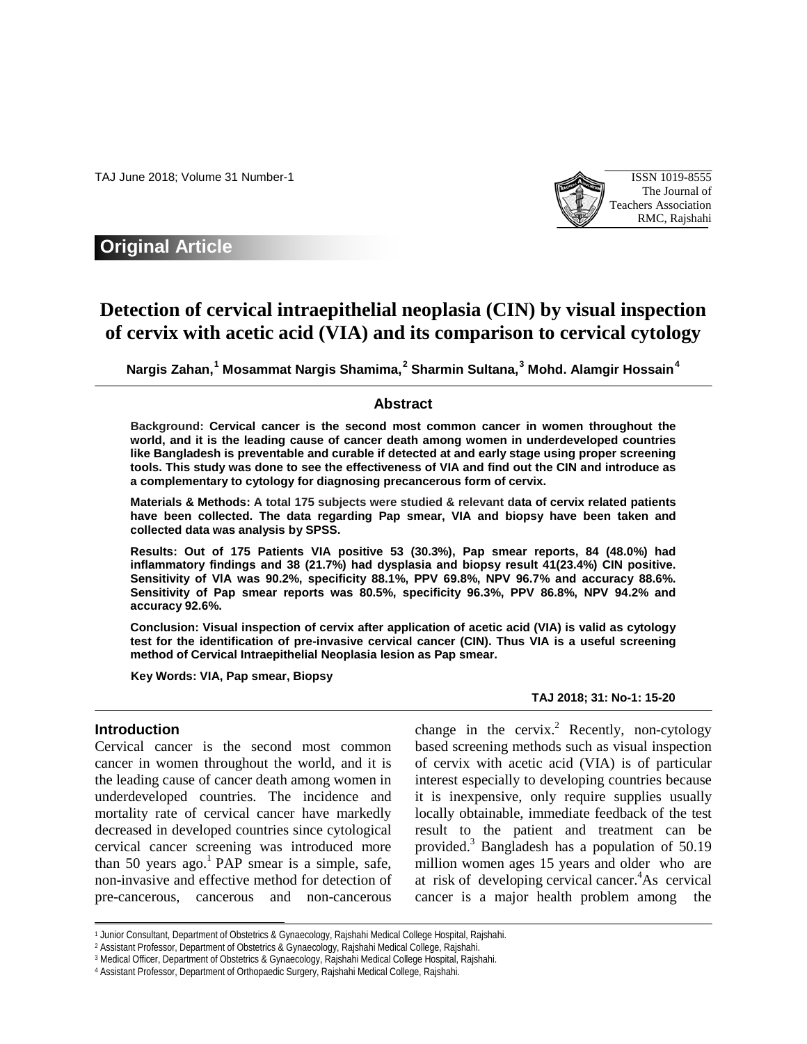Original Article

# Detection of cervical intraepithelial neoplasia (CIN) by visual inspection of cervix with acetic acid (VIA) and its comparison to cervical cytology

**Nargis Zahan,[1] Mosammat Nargis Shamima,[2] Sharmin Sultana,[3] Mohd. Alamgir Hossain[4]**

## Abstract

**Background: Cervical cancer is the second most common cancer in women throughout the world, and it is the leading cause of cancer death among women in underdeveloped countries like Bangladesh is preventable and curable if detected at and early stage using proper screening tools. This study was done to see the effectiveness of VIA and find out the CIN and introduce as a complementary to cytology for diagnosing precancerous form of cervix.**

**Materials & Methods: A total 175 subjects were studied & relevant data of cervix related patients have been collected. The data regarding Pap smear, VIA and biopsy have been taken and collected data was analysis by SPSS.**

**Results: Out of 175 Patients VIA positive 53 (30.3%), Pap smear reports, 84 (48.0%) had inflammatory findings and 38 (21.7%) had dysplasia and biopsy result 41(23.4%) CIN positive. Sensitivity of VIA was 90.2%, specificity 88.1%, PPV 69.8%, NPV 96.7% and accuracy 88.6%. Sensitivity of Pap smear reports was 80.5%, specificity 96.3%, PPV 86.8%, NPV 94.2% and accuracy 92.6%.**

**Conclusion: Visual inspection of cervix after application of acetic acid (VIA) is valid as cytology test for the identification of pre-invasive cervical cancer (CIN). Thus VIA is a useful screening method of Cervical Intraepithelial Neoplasia lesion as Pap smear.**

**Key Words: VIA, Pap smear, Biopsy**

## Introduction

Cervical cancer is the second most common cancer in women throughout the world, and it is the leading cause of cancer death among women in underdeveloped countries. The incidence and mortality rate of cervical cancer have markedly decreased in developed countries since cytological cervical cancer screening was introduced more than 50 years ago.[1] PAP smear is a simple, safe, non-invasive and effective method for detection of pre-cancerous, cancerous and non-cancerous change in the cervix.[2] Recently, non-cytology based screening methods such as visual inspection of cervix with acetic acid (VIA) is of particular interest especially to developing countries because it is inexpensive, only require supplies usually locally obtainable, immediate feedback of the test result to the patient and treatment can be provided.[3] Bangladesh has a population of 50.19 million women ages 15 years and older who are at risk of developing cervical cancer.[4]As cervical cancer is a major health problem among the

---

[1] Junior Consultant, Department of Obstetrics & Gynaecology, Rajshahi Medical College Hospital, Rajshahi.
[2] Assistant Professor, Department of Obstetrics & Gynaecology, Rajshahi Medical College, Rajshahi.
[3] Medical Officer, Department of Obstetrics & Gynaecology, Rajshahi Medical College Hospital, Rajshahi.
[4] Assistant Professor, Department of Orthopaedic Surgery, Rajshahi Medical College, Rajshahi.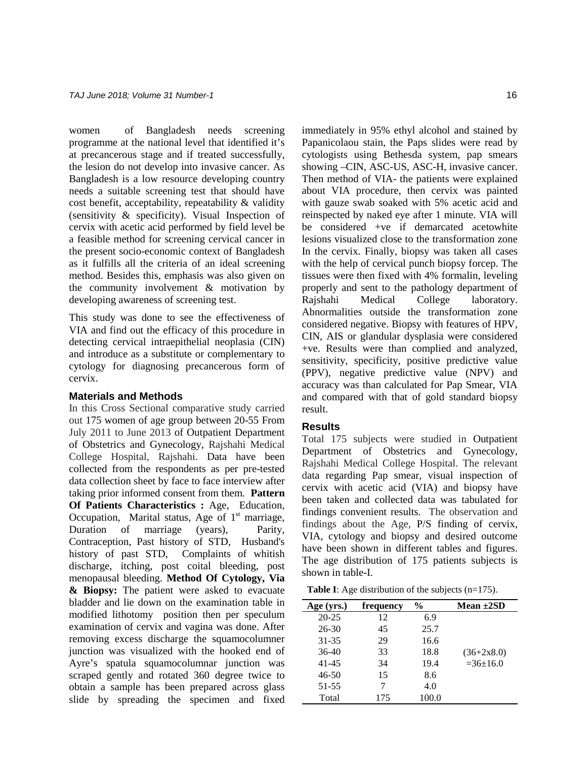women of Bangladesh needs screening programme at the national level that identified it's at precancerous stage and if treated successfully, the lesion do not develop into invasive cancer. As Bangladesh is a low resource developing country needs a suitable screening test that should have cost benefit, acceptability, repeatability & validity (sensitivity & specificity). Visual Inspection of cervix with acetic acid performed by field level be a feasible method for screening cervical cancer in the present socio-economic context of Bangladesh as it fulfills all the criteria of an ideal screening method. Besides this, emphasis was also given on the community involvement & motivation by developing awareness of screening test.

This study was done to see the effectiveness of VIA and find out the efficacy of this procedure in detecting cervical intraepithelial neoplasia (CIN) and introduce as a substitute or complementary to cytology for diagnosing precancerous form of cervix.

## Materials and Methods

In this Cross Sectional comparative study carried out 175 women of age group between 20-55 From July 2011 to June 2013 of Outpatient Department of Obstetrics and Gynecology, Rajshahi Medical College Hospital, Rajshahi. Data have been collected from the respondents as per pre-tested data collection sheet by face to face interview after taking prior informed consent from them. **Pattern Of Patients Characteristics :** Age, Education, Occupation, Marital status, Age of 1st marriage, Duration of marriage (years), Parity, Contraception, Past history of STD, Husband's history of past STD, Complaints of whitish discharge, itching, post coital bleeding, post menopausal bleeding. **Method Of Cytology, Via & Biopsy:** The patient were asked to evacuate bladder and lie down on the examination table in modified lithotomy position then per speculum examination of cervix and vagina was done. After removing excess discharge the squamocolumner junction was visualized with the hooked end of Ayre's spatula squamocolumnar junction was scraped gently and rotated 360 degree twice to obtain a sample has been prepared across glass slide by spreading the specimen and fixed immediately in 95% ethyl alcohol and stained by Papanicolaou stain, the Paps slides were read by cytologists using Bethesda system, pap smears showing –CIN, ASC-US, ASC-H, invasive cancer. Then method of VIA- the patients were explained about VIA procedure, then cervix was painted with gauze swab soaked with 5% acetic acid and reinspected by naked eye after 1 minute. VIA will be considered +ve if demarcated acetowhite lesions visualized close to the transformation zone In the cervix. Finally, biopsy was taken all cases with the help of cervical punch biopsy forcep. The tissues were then fixed with 4% formalin, leveling properly and sent to the pathology department of Rajshahi Medical College laboratory. Abnormalities outside the transformation zone considered negative. Biopsy with features of HPV, CIN, AIS or glandular dysplasia were considered +ve. Results were than complied and analyzed, sensitivity, specificity, positive predictive value (PPV), negative predictive value (NPV) and accuracy was than calculated for Pap Smear, VIA and compared with that of gold standard biopsy result.

## Results

Total 175 subjects were studied in Outpatient Department of Obstetrics and Gynecology, Rajshahi Medical College Hospital. The relevant data regarding Pap smear, visual inspection of cervix with acetic acid (VIA) and biopsy have been taken and collected data was tabulated for findings convenient results. The observation and findings about the Age, P/S finding of cervix, VIA, cytology and biopsy and desired outcome have been shown in different tables and figures. The age distribution of 175 patients subjects is shown in table-I.

**Table I**: Age distribution of the subjects (n=175).

| Age (yrs.) | frequency | % | Mean ±2SD |
|---|---|---|---|
| 20-25 | 12 | 6.9 | |
| 26-30 | 45 | 25.7 | |
| 31-35 | 29 | 16.6 | |
| 36-40 | 33 | 18.8 | (36+2x8.0) |
| 41-45 | 34 | 19.4 | =36±16.0 |
| 46-50 | 15 | 8.6 | |
| 51-55 | 7 | 4.0 | |
| Total | 175 | 100.0 | |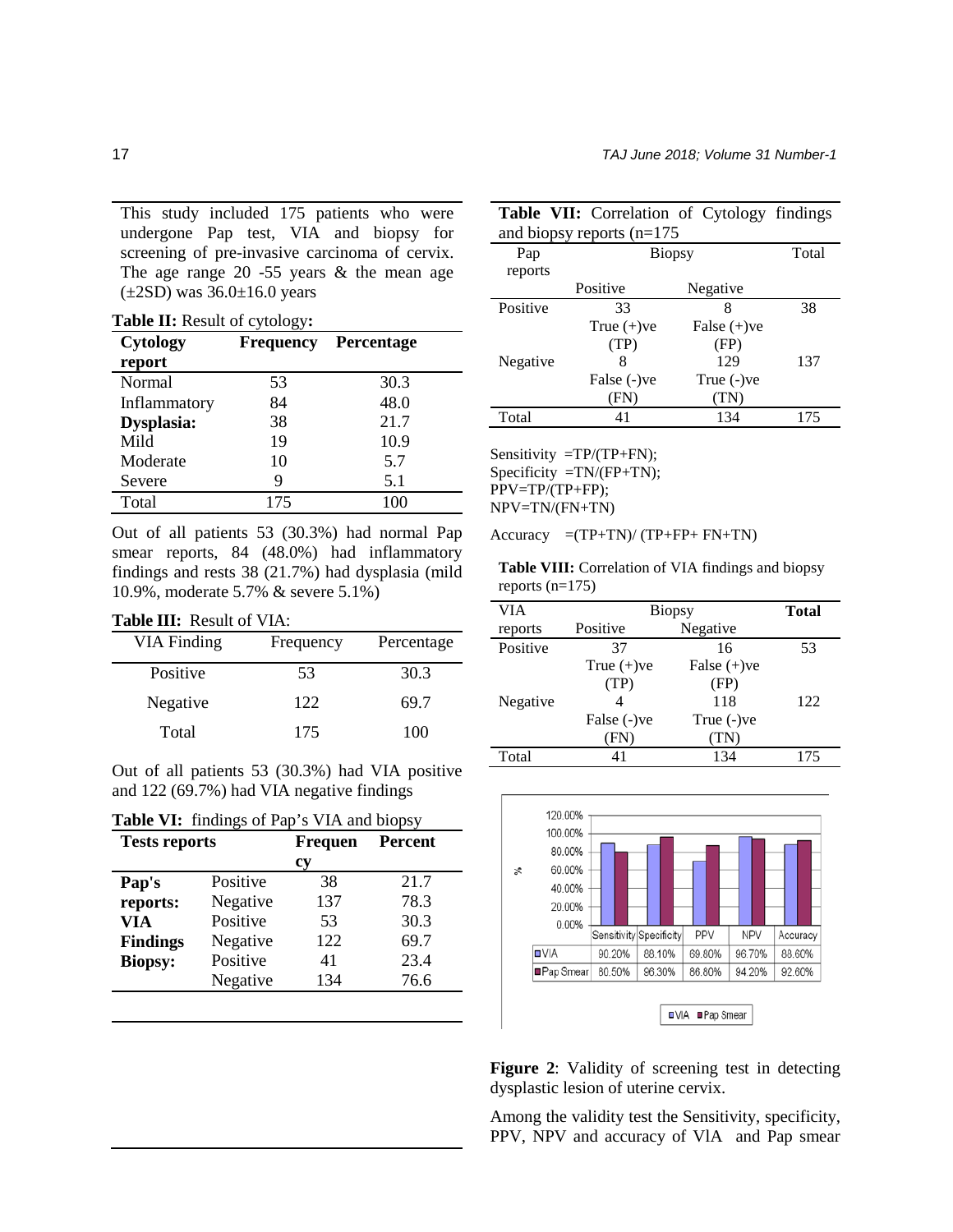This study included 175 patients who were undergone Pap test, VIA and biopsy for screening of pre-invasive carcinoma of cervix. The age range 20 -55 years & the mean age (±2SD) was 36.0±16.0 years

**Table II:** Result of cytology**:**

| Cytology report | Frequency | Percentage |
|---|---|---|
| Normal | 53 | 30.3 |
| Inflammatory | 84 | 48.0 |
| **Dysplasia:** | 38 | 21.7 |
| Mild | 19 | 10.9 |
| Moderate | 10 | 5.7 |
| Severe | 9 | 5.1 |
| Total | 175 | 100 |

Out of all patients 53 (30.3%) had normal Pap smear reports, 84 (48.0%) had inflammatory findings and rests 38 (21.7%) had dysplasia (mild 10.9%, moderate 5.7% & severe 5.1%)

**Table III:** Result of VIA:

| VIA Finding | Frequency | Percentage |
|---|---|---|
| Positive | 53 | 30.3 |
| Negative | 122 | 69.7 |
| Total | 175 | 100 |

Out of all patients 53 (30.3%) had VIA positive and 122 (69.7%) had VIA negative findings

**Table VI:** findings of Pap's VIA and biopsy

| Tests reports | | Frequency | Percent |
|---|---|---|---|
| **Pap's reports:** | Positive | 38 | 21.7 |
| | Negative | 137 | 78.3 |
| **VIA Findings** | Positive | 53 | 30.3 |
| | Negative | 122 | 69.7 |
| **Biopsy:** | Positive | 41 | 23.4 |
| | Negative | 134 | 76.6 |

**Table VII:** Correlation of Cytology findings and biopsy reports (n=175

| Pap reports | Biopsy | | Total |
|---|---|---|---|
| | Positive | Negative | |
| Positive | 33 True (+)ve (TP) | 8 False (+)ve (FP) | 38 |
| Negative | 8 False (-)ve (FN) | 129 True (-)ve (TN) | 137 |
| Total | 41 | 134 | 175 |

Sensitivity =TP/(TP+FN);
Specificity =TN/(FP+TN);
PPV=TP/(TP+FP);
NPV=TN/(FN+TN)

Accuracy =(TP+TN)/ (TP+FP+ FN+TN)

**Table VIII:** Correlation of VIA findings and biopsy reports (n=175)

| VIA reports | Biopsy | | **Total** |
|---|---|---|---|
| | Positive | Negative | |
| Positive | 37 True (+)ve (TP) | 16 False (+)ve (FP) | 53 |
| Negative | 4 False (-)ve (FN) | 118 True (-)ve (TN) | 122 |
| Total | 41 | 134 | 175 |

| | Sensitivity | Specificity | PPV | NPV | Accuracy |
|---|---|---|---|---|---|
| VIA | 90.20% | 88.10% | 69.80% | 96.70% | 88.60% |
| Pap Smear | 80.50% | 96.30% | 86.80% | 94.20% | 92.60% |

**Figure 2**: Validity of screening test in detecting dysplastic lesion of uterine cervix.

Among the validity test the Sensitivity, specificity, PPV, NPV and accuracy of VIA and Pap smear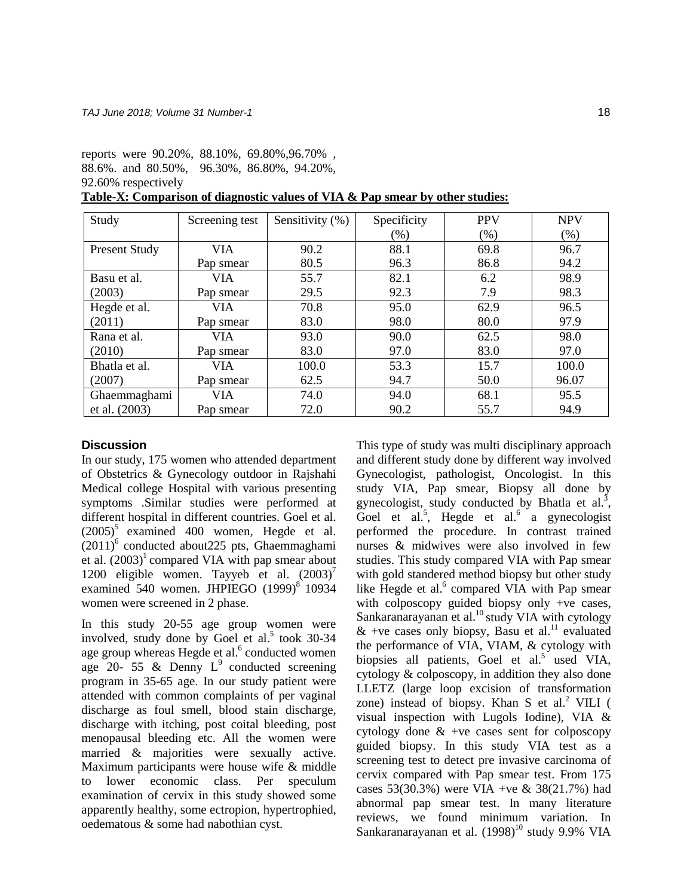reports were 90.20%, 88.10%, 69.80%,96.70% , 88.6%. and 80.50%, 96.30%, 86.80%, 94.20%, 92.60% respectively

**Table-X: Comparison of diagnostic values of VIA & Pap smear by other studies:**

| Study | Screening test | Sensitivity (%) | Specificity (%) | PPV (%) | NPV (%) |
|---|---|---|---|---|---|
| Present Study | VIA | 90.2 | 88.1 | 69.8 | 96.7 |
| | Pap smear | 80.5 | 96.3 | 86.8 | 94.2 |
| Basu et al. (2003) | VIA | 55.7 | 82.1 | 6.2 | 98.9 |
| | Pap smear | 29.5 | 92.3 | 7.9 | 98.3 |
| Hegde et al. (2011) | VIA | 70.8 | 95.0 | 62.9 | 96.5 |
| | Pap smear | 83.0 | 98.0 | 80.0 | 97.9 |
| Rana et al. (2010) | VIA | 93.0 | 90.0 | 62.5 | 98.0 |
| | Pap smear | 83.0 | 97.0 | 83.0 | 97.0 |
| Bhatla et al. (2007) | VIA | 100.0 | 53.3 | 15.7 | 100.0 |
| | Pap smear | 62.5 | 94.7 | 50.0 | 96.07 |
| Ghaemmaghami et al. (2003) | VIA | 74.0 | 94.0 | 68.1 | 95.5 |
| | Pap smear | 72.0 | 90.2 | 55.7 | 94.9 |

## Discussion

In our study, 175 women who attended department of Obstetrics & Gynecology outdoor in Rajshahi Medical college Hospital with various presenting symptoms .Similar studies were performed at different hospital in different countries. Goel et al. (2005)[5] examined 400 women, Hegde et al. (2011)[6] conducted about225 pts, Ghaemmaghami et al. (2003)[1] compared VIA with pap smear about 1200 eligible women. Tayyeb et al. (2003)[7] examined 540 women. JHPIEGO (1999)[8] 10934 women were screened in 2 phase.

In this study 20-55 age group women were involved, study done by Goel et al.[5] took 30-34 age group whereas Hegde et al.[6] conducted women age 20- 55 & Denny L[9] conducted screening program in 35-65 age. In our study patient were attended with common complaints of per vaginal discharge as foul smell, blood stain discharge, discharge with itching, post coital bleeding, post menopausal bleeding etc. All the women were married & majorities were sexually active. Maximum participants were house wife & middle to lower economic class. Per speculum examination of cervix in this study showed some apparently healthy, some ectropion, hypertrophied, oedematous & some had nabothian cyst.

This type of study was multi disciplinary approach and different study done by different way involved Gynecologist, pathologist, Oncologist. In this study VIA, Pap smear, Biopsy all done by gynecologist, study conducted by Bhatla et al.[3], Goel et al.[5], Hegde et al.[6] a gynecologist performed the procedure. In contrast trained nurses & midwives were also involved in few studies. This study compared VIA with Pap smear with gold standered method biopsy but other study like Hegde et al.[6] compared VIA with Pap smear with colposcopy guided biopsy only +ve cases, Sankaranarayanan et al.[10] study VIA with cytology & +ve cases only biopsy, Basu et al.[11] evaluated the performance of VIA, VIAM, & cytology with biopsies all patients, Goel et al.[5] used VIA, cytology & colposcopy, in addition they also done LLETZ (large loop excision of transformation zone) instead of biopsy. Khan S et al.[2] VILI ( visual inspection with Lugols Iodine), VIA & cytology done & +ve cases sent for colposcopy guided biopsy. In this study VIA test as a screening test to detect pre invasive carcinoma of cervix compared with Pap smear test. From 175 cases 53(30.3%) were VIA +ve & 38(21.7%) had abnormal pap smear test. In many literature reviews, we found minimum variation. In Sankaranarayanan et al. (1998)[10] study 9.9% VIA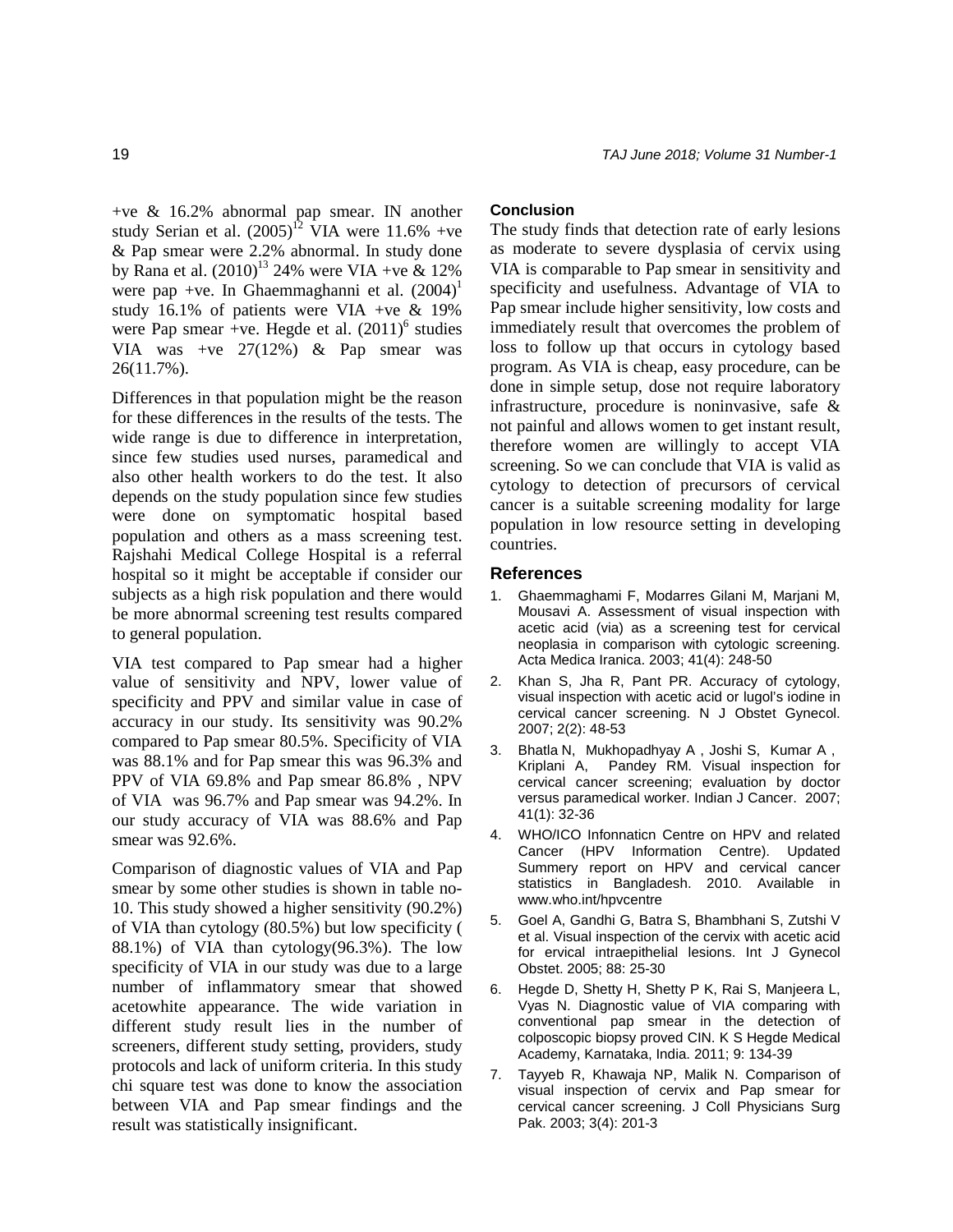+ve & 16.2% abnormal pap smear. IN another study Serian et al. (2005)[12] VIA were 11.6% +ve & Pap smear were 2.2% abnormal. In study done by Rana et al. (2010)[13] 24% were VIA +ve & 12% were pap +ve. In Ghaemmaghanni et al. (2004)[1] study 16.1% of patients were VIA +ve & 19% were Pap smear +ve. Hegde et al. (2011)[6] studies VIA was +ve 27(12%) & Pap smear was 26(11.7%).

Differences in that population might be the reason for these differences in the results of the tests. The wide range is due to difference in interpretation, since few studies used nurses, paramedical and also other health workers to do the test. It also depends on the study population since few studies were done on symptomatic hospital based population and others as a mass screening test. Rajshahi Medical College Hospital is a referral hospital so it might be acceptable if consider our subjects as a high risk population and there would be more abnormal screening test results compared to general population.

VIA test compared to Pap smear had a higher value of sensitivity and NPV, lower value of specificity and PPV and similar value in case of accuracy in our study. Its sensitivity was 90.2% compared to Pap smear 80.5%. Specificity of VIA was 88.1% and for Pap smear this was 96.3% and PPV of VIA 69.8% and Pap smear 86.8% , NPV of VIA was 96.7% and Pap smear was 94.2%. In our study accuracy of VIA was 88.6% and Pap smear was 92.6%.

Comparison of diagnostic values of VIA and Pap smear by some other studies is shown in table no-10. This study showed a higher sensitivity (90.2%) of VIA than cytology (80.5%) but low specificity ( 88.1%) of VIA than cytology(96.3%). The low specificity of VIA in our study was due to a large number of inflammatory smear that showed acetowhite appearance. The wide variation in different study result lies in the number of screeners, different study setting, providers, study protocols and lack of uniform criteria. In this study chi square test was done to know the association between VIA and Pap smear findings and the result was statistically insignificant.

### Conclusion

The study finds that detection rate of early lesions as moderate to severe dysplasia of cervix using VIA is comparable to Pap smear in sensitivity and specificity and usefulness. Advantage of VIA to Pap smear include higher sensitivity, low costs and immediately result that overcomes the problem of loss to follow up that occurs in cytology based program. As VIA is cheap, easy procedure, can be done in simple setup, dose not require laboratory infrastructure, procedure is noninvasive, safe & not painful and allows women to get instant result, therefore women are willingly to accept VIA screening. So we can conclude that VIA is valid as cytology to detection of precursors of cervical cancer is a suitable screening modality for large population in low resource setting in developing countries.

## References

1. Ghaemmaghami F, Modarres Gilani M, Marjani M, Mousavi A. Assessment of visual inspection with acetic acid (via) as a screening test for cervical neoplasia in comparison with cytologic screening. Acta Medica Iranica. 2003; 41(4): 248-50
2. Khan S, Jha R, Pant PR. Accuracy of cytology, visual inspection with acetic acid or lugol's iodine in cervical cancer screening. N J Obstet Gynecol. 2007; 2(2): 48-53
3. Bhatla N, Mukhopadhyay A , Joshi S, Kumar A , Kriplani A, Pandey RM. Visual inspection for cervical cancer screening; evaluation by doctor versus paramedical worker. Indian J Cancer. 2007; 41(1): 32-36
4. WHO/ICO Infonnaticn Centre on HPV and related Cancer (HPV Information Centre). Updated Summery report on HPV and cervical cancer statistics in Bangladesh. 2010. Available in www.who.int/hpvcentre
5. Goel A, Gandhi G, Batra S, Bhambhani S, Zutshi V et al. Visual inspection of the cervix with acetic acid for ervical intraepithelial lesions. Int J Gynecol Obstet. 2005; 88: 25-30
6. Hegde D, Shetty H, Shetty P K, Rai S, Manjeera L, Vyas N. Diagnostic value of VIA comparing with conventional pap smear in the detection of colposcopic biopsy proved CIN. K S Hegde Medical Academy, Karnataka, India. 2011; 9: 134-39
7. Tayyeb R, Khawaja NP, Malik N. Comparison of visual inspection of cervix and Pap smear for cervical cancer screening. J Coll Physicians Surg Pak. 2003; 3(4): 201-3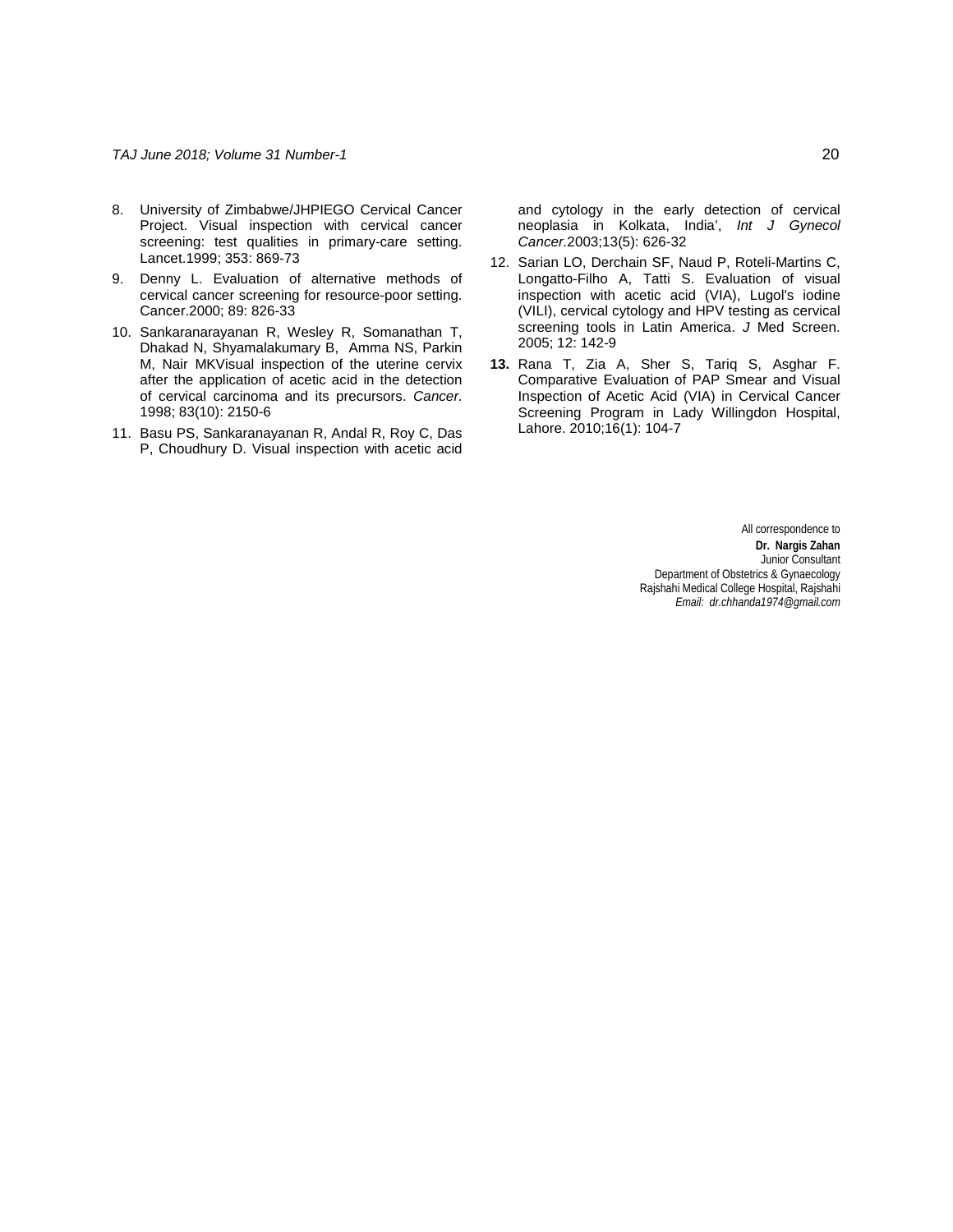8. University of Zimbabwe/JHPIEGO Cervical Cancer Project. Visual inspection with cervical cancer screening: test qualities in primary-care setting. Lancet.1999; 353: 869-73
9. Denny L. Evaluation of alternative methods of cervical cancer screening for resource-poor setting. Cancer.2000; 89: 826-33
10. Sankaranarayanan R, Wesley R, Somanathan T, Dhakad N, Shyamalakumary B, Amma NS, Parkin M, Nair MKVisual inspection of the uterine cervix after the application of acetic acid in the detection of cervical carcinoma and its precursors. *Cancer*. 1998; 83(10): 2150-6
11. Basu PS, Sankaranayanan R, Andal R, Roy C, Das P, Choudhury D. Visual inspection with acetic acid and cytology in the early detection of cervical neoplasia in Kolkata, India', *Int J Gynecol Cancer.*2003;13(5): 626-32
12. Sarian LO, Derchain SF, Naud P, Roteli-Martins C, Longatto-Filho A, Tatti S. Evaluation of visual inspection with acetic acid (VIA), Lugol's iodine (VILI), cervical cytology and HPV testing as cervical screening tools in Latin America. *J* Med Screen. 2005; 12: 142-9
13. Rana T, Zia A, Sher S, Tariq S, Asghar F. Comparative Evaluation of PAP Smear and Visual Inspection of Acetic Acid (VIA) in Cervical Cancer Screening Program in Lady Willingdon Hospital, Lahore. 2010;16(1): 104-7

All correspondence to
**Dr. Nargis Zahan**
Junior Consultant
Department of Obstetrics & Gynaecology
Rajshahi Medical College Hospital, Rajshahi
*Email: dr.chhanda1974@gmail.com*